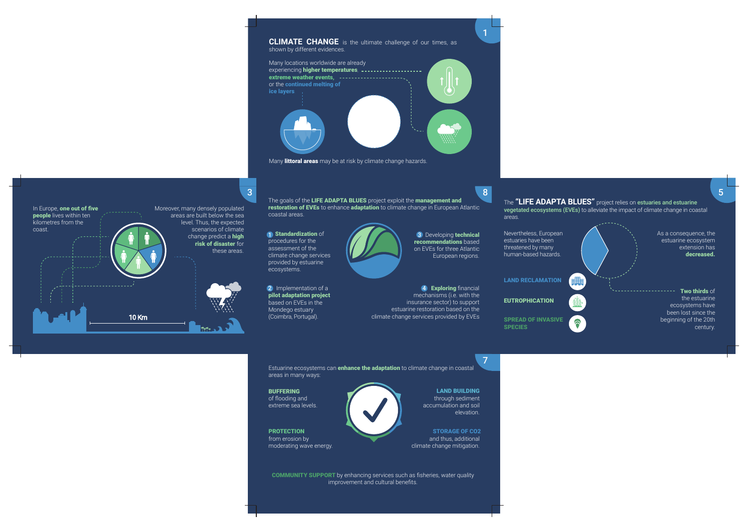**CLIMATE CHANGE** is the ultimate challenge of our times, as shown by different evidences.

Many locations worldwide are already experiencing **higher temperatures**, **extreme weather events**, or the **continued melting of ice layers**

Many **littoral areas** may be at risk by climate change hazards.

In Europe, **one out of five people** lives within ten kilometres from the coast.

Moreover, many densely populated areas are built below the sea level. Thus, the expected scenarios of climate change predict a **high risk of disaster** for these areas.

10 Km

The goals of the **LIFE ADAPTA BLUES** project exploit the **management and restoration of EVEs** to enhance **adaptation** to climate change in European Atlantic coastal areas.

1. **Standardization** of procedures for the assessment of the climate change services provided by estuarine ecosystems.
2. Implementation of a **pilot adaptation project** based on EVEs in the Mondego estuary (Coimbra, Portugal).
3. Developing **technical recommendations** based on EVEs for three Atlantic European regions.
4. **Exploring** financial mechanisms (i.e. with the insurance sector) to support estuarine restoration based on the climate change services provided by EVEs

The **"LIFE ADAPTA BLUES"** project relies on **estuaries and estuarine vegetated ecosystems (EVEs)** to alleviate the impact of climate change in coastal areas.

Nevertheless, European estuaries have been threatened by many human-based hazards.

As a consequence, the estuarine ecosystem extension has **decreased.**

**LAND RECLAMATION**

**EUTROPHICATION**

**SPREAD OF INVASIVE SPECIES**

**Two thirds** of the estuarine ecosystems have been lost since the beginning of the 20th century.

Estuarine ecosystems can **enhance the adaptation** to climate change in coastal areas in many ways:

**BUFFERING** of flooding and extreme sea levels.

**LAND BUILDING** through sediment accumulation and soil elevation.

**PROTECTION** from erosion by moderating wave energy.

**STORAGE OF CO2** and thus, additional climate change mitigation.

**COMMUNITY SUPPORT** by enhancing services such as fisheries, water quality improvement and cultural benefits.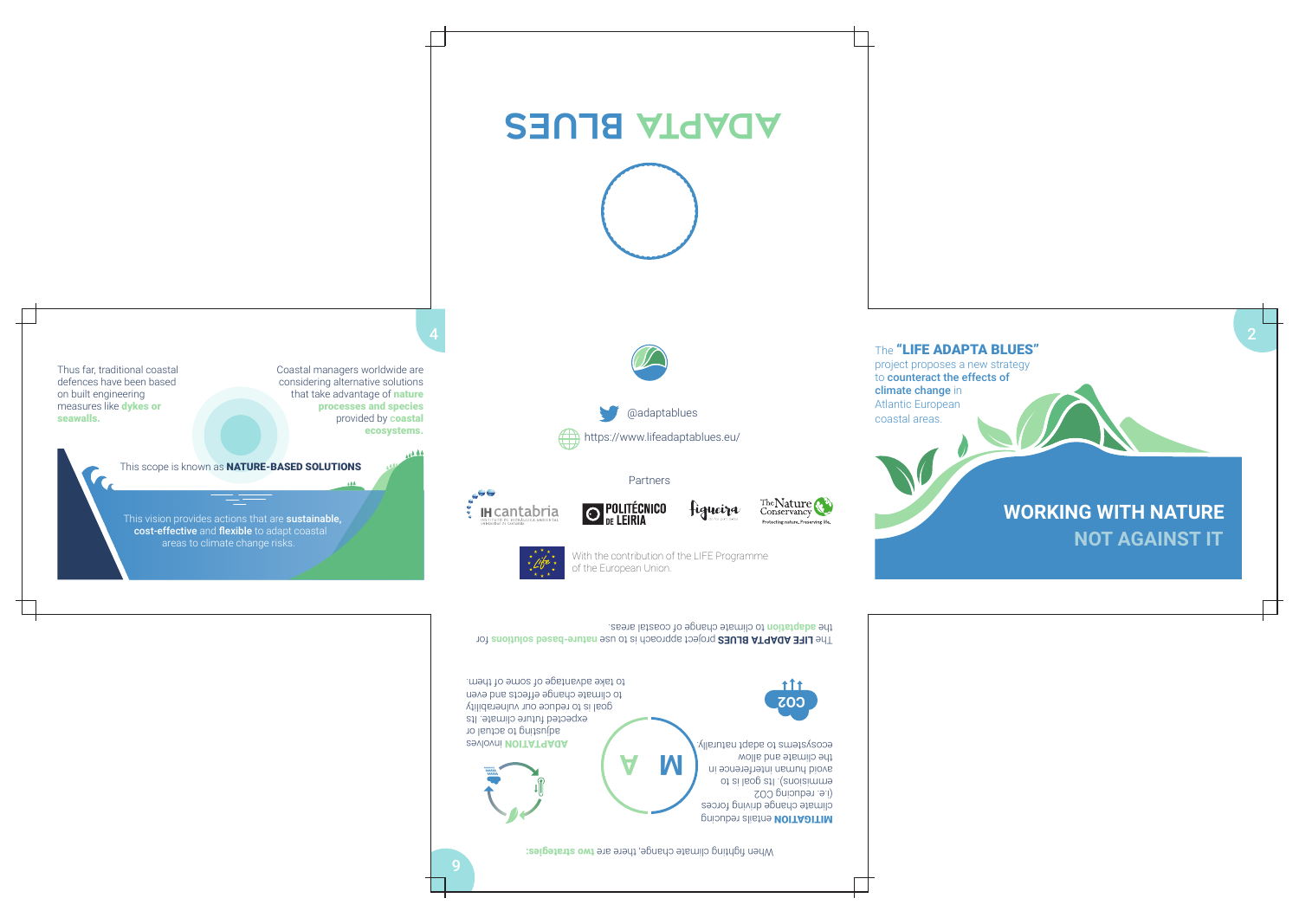# ADAPTA BLUES

@adaptablues

https://www.lifeadaptablues.eu/

Partners

IH cantabria — POLITÉCNICO DE LEIRIA — figueira — The Nature Conservancy

With the contribution of the LIFE Programme of the European Union.

The **LIFE ADAPTA BLUES** project approach is to use **nature-based solutions** for the **adaptation** to climate change of coastal areas.

When fighting climate change, there are **two strategies:**

**MITIGATION** entails reducing climate change driving forces (i.e. reducing CO2 emmisions). Its goal is to avoid human interference in the climate and allow ecosystems to adapt naturally.

**ADAPTATION** involves adjusting to actual or expected future climate. Its goal is to reduce our vulnerability to climate change effects and even to take advantage of some of them.

M A

CO2

Thus far, traditional coastal defences have been based on built engineering measures like **dykes or seawalls.**

Coastal managers worldwide are considering alternative solutions that take advantage of **nature processes and species** provided by **coastal ecosystems.**

This scope is known as **NATURE-BASED SOLUTIONS**

This vision provides actions that are **sustainable, cost-effective** and **flexible** to adapt coastal areas to climate change risks.

The **"LIFE ADAPTA BLUES"** project proposes a new strategy to **counteract the effects of climate change** in Atlantic European coastal areas.

## WORKING WITH NATURE NOT AGAINST IT